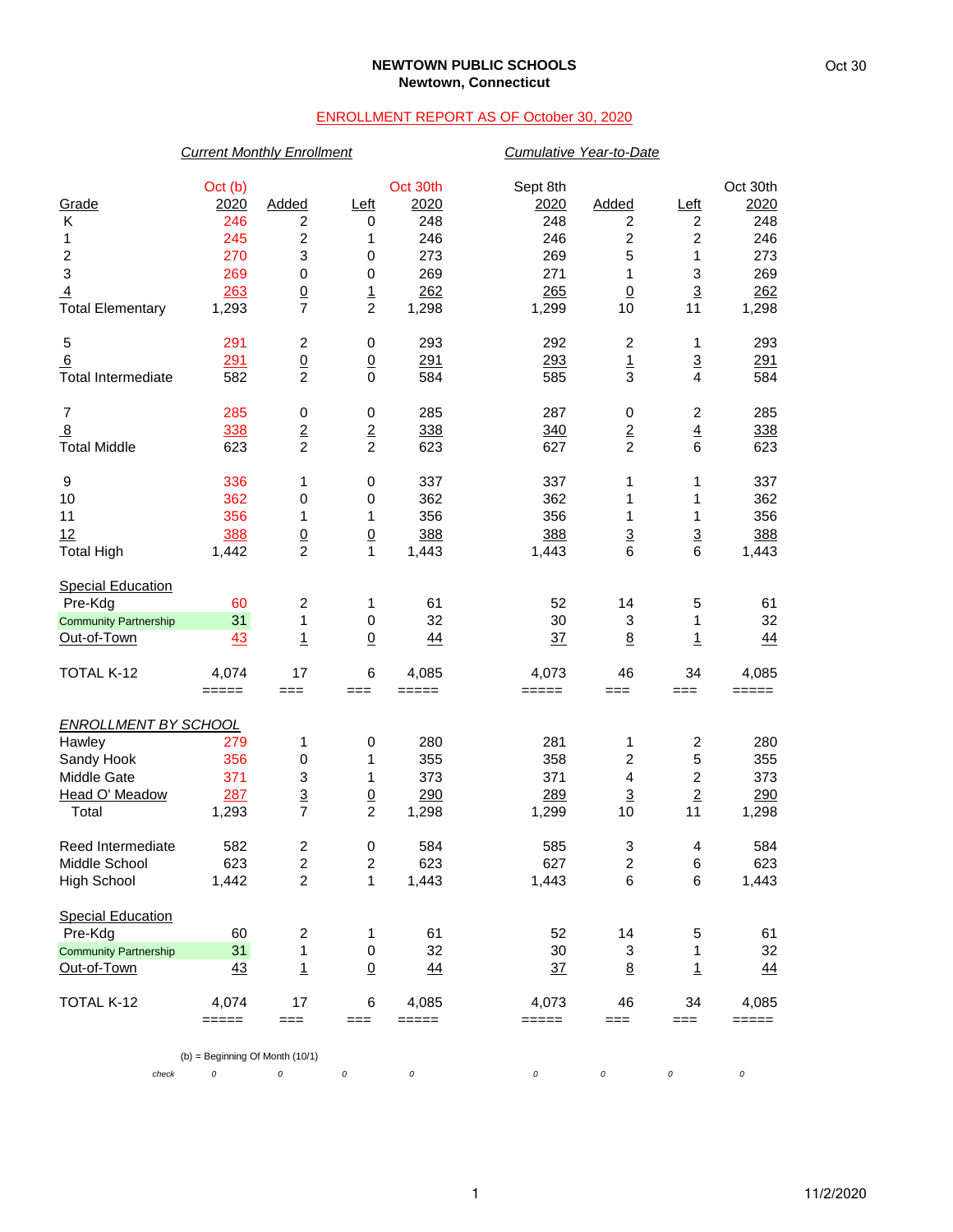**NEWTOWN PUBLIC SCHOOLS**
**Newtown, Connecticut**

ENROLLMENT REPORT AS OF October 30, 2020

| | *Current Monthly Enrollment* | | | | *Cumulative Year-to-Date* | | | |
|---|---|---|---|---|---|---|---|---|
| Grade | Oct (b) 2020 | Added | Left | Oct 30th 2020 | Sept 8th 2020 | Added | Left | Oct 30th 2020 |
| K | 246 | 2 | 0 | 248 | 248 | 2 | 2 | 248 |
| 1 | 245 | 2 | 1 | 246 | 246 | 2 | 2 | 246 |
| 2 | 270 | 3 | 0 | 273 | 269 | 5 | 1 | 273 |
| 3 | 269 | 0 | 0 | 269 | 271 | 1 | 3 | 269 |
| 4 | 263 | 0 | 1 | 262 | 265 | 0 | 3 | 262 |
| Total Elementary | 1,293 | 7 | 2 | 1,298 | 1,299 | 10 | 11 | 1,298 |
| 5 | 291 | 2 | 0 | 293 | 292 | 2 | 1 | 293 |
| 6 | 291 | 0 | 0 | 291 | 293 | 1 | 3 | 291 |
| Total Intermediate | 582 | 2 | 0 | 584 | 585 | 3 | 4 | 584 |
| 7 | 285 | 0 | 0 | 285 | 287 | 0 | 2 | 285 |
| 8 | 338 | 2 | 2 | 338 | 340 | 2 | 4 | 338 |
| Total Middle | 623 | 2 | 2 | 623 | 627 | 2 | 6 | 623 |
| 9 | 336 | 1 | 0 | 337 | 337 | 1 | 1 | 337 |
| 10 | 362 | 0 | 0 | 362 | 362 | 1 | 1 | 362 |
| 11 | 356 | 1 | 1 | 356 | 356 | 1 | 1 | 356 |
| 12 | 388 | 0 | 0 | 388 | 388 | 3 | 3 | 388 |
| Total High | 1,442 | 2 | 1 | 1,443 | 1,443 | 6 | 6 | 1,443 |
| Special Education | | | | | | | | |
| Pre-Kdg | 60 | 2 | 1 | 61 | 52 | 14 | 5 | 61 |
| Community Partnership | 31 | 1 | 0 | 32 | 30 | 3 | 1 | 32 |
| Out-of-Town | 43 | 1 | 0 | 44 | 37 | 8 | 1 | 44 |
| TOTAL K-12 | 4,074 | 17 | 6 | 4,085 | 4,073 | 46 | 34 | 4,085 |

| *ENROLLMENT BY SCHOOL* | Oct (b) 2020 | Added | Left | Oct 30th 2020 | Sept 8th 2020 | Added | Left | Oct 30th 2020 |
|---|---|---|---|---|---|---|---|---|
| Hawley | 279 | 1 | 0 | 280 | 281 | 1 | 2 | 280 |
| Sandy Hook | 356 | 0 | 1 | 355 | 358 | 2 | 5 | 355 |
| Middle Gate | 371 | 3 | 1 | 373 | 371 | 4 | 2 | 373 |
| Head O' Meadow | 287 | 3 | 0 | 290 | 289 | 3 | 2 | 290 |
| Total | 1,293 | 7 | 2 | 1,298 | 1,299 | 10 | 11 | 1,298 |
| Reed Intermediate | 582 | 2 | 0 | 584 | 585 | 3 | 4 | 584 |
| Middle School | 623 | 2 | 2 | 623 | 627 | 2 | 6 | 623 |
| High School | 1,442 | 2 | 1 | 1,443 | 1,443 | 6 | 6 | 1,443 |
| Special Education | | | | | | | | |
| Pre-Kdg | 60 | 2 | 1 | 61 | 52 | 14 | 5 | 61 |
| Community Partnership | 31 | 1 | 0 | 32 | 30 | 3 | 1 | 32 |
| Out-of-Town | 43 | 1 | 0 | 44 | 37 | 8 | 1 | 44 |
| TOTAL K-12 | 4,074 | 17 | 6 | 4,085 | 4,073 | 46 | 34 | 4,085 |
| check | 0 | 0 | 0 | 0 | 0 | 0 | 0 | 0 |

(b) = Beginning Of Month (10/1)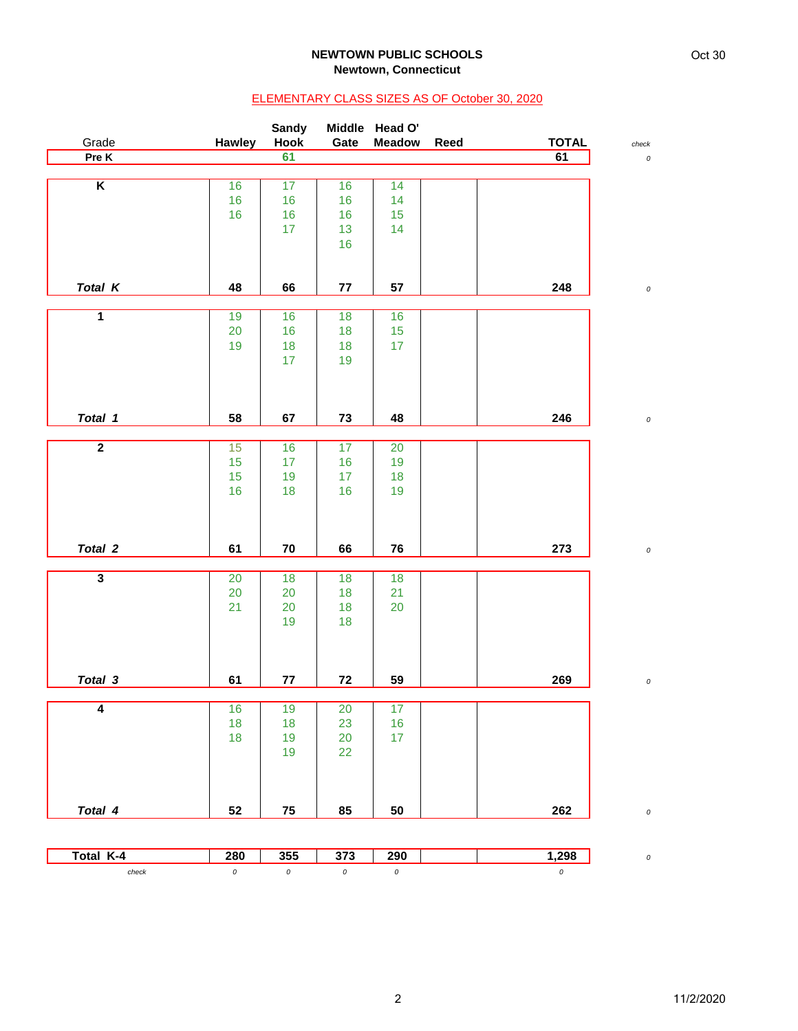Oct 30

**NEWTOWN PUBLIC SCHOOLS**
**Newtown, Connecticut**

ELEMENTARY CLASS SIZES AS OF October 30, 2020

| Grade | Hawley | Sandy Hook | Middle Gate | Head O' Meadow | Reed | TOTAL | check |
|---|---|---|---|---|---|---|---|
| **Pre K** | | 61 | | | | 61 | 0 |
| **K** | 16 | 17 | 16 | 14 | | | |
| | 16 | 16 | 16 | 14 | | | |
| | 16 | 16 | 16 | 15 | | | |
| | | 17 | 13 | 14 | | | |
| | | | 16 | | | | |
| ***Total K*** | **48** | **66** | **77** | **57** | | **248** | 0 |
| **1** | 19 | 16 | 18 | 16 | | | |
| | 20 | 16 | 18 | 15 | | | |
| | 19 | 18 | 18 | 17 | | | |
| | | 17 | 19 | | | | |
| ***Total 1*** | **58** | **67** | **73** | **48** | | **246** | 0 |
| **2** | 15 | 16 | 17 | 20 | | | |
| | 15 | 17 | 16 | 19 | | | |
| | 15 | 19 | 17 | 18 | | | |
| | 16 | 18 | 16 | 19 | | | |
| ***Total 2*** | **61** | **70** | **66** | **76** | | **273** | 0 |
| **3** | 20 | 18 | 18 | 18 | | | |
| | 20 | 20 | 18 | 21 | | | |
| | 21 | 20 | 18 | 20 | | | |
| | | 19 | 18 | | | | |
| ***Total 3*** | **61** | **77** | **72** | **59** | | **269** | 0 |
| **4** | 16 | 19 | 20 | 17 | | | |
| | 18 | 18 | 23 | 16 | | | |
| | 18 | 19 | 20 | 17 | | | |
| | | 19 | 22 | | | | |
| ***Total 4*** | **52** | **75** | **85** | **50** | | **262** | 0 |
| **Total K-4** | **280** | **355** | **373** | **290** | | **1,298** | 0 |
| *check* | *0* | *0* | *0* | *0* | | *0* | |

11/2/2020